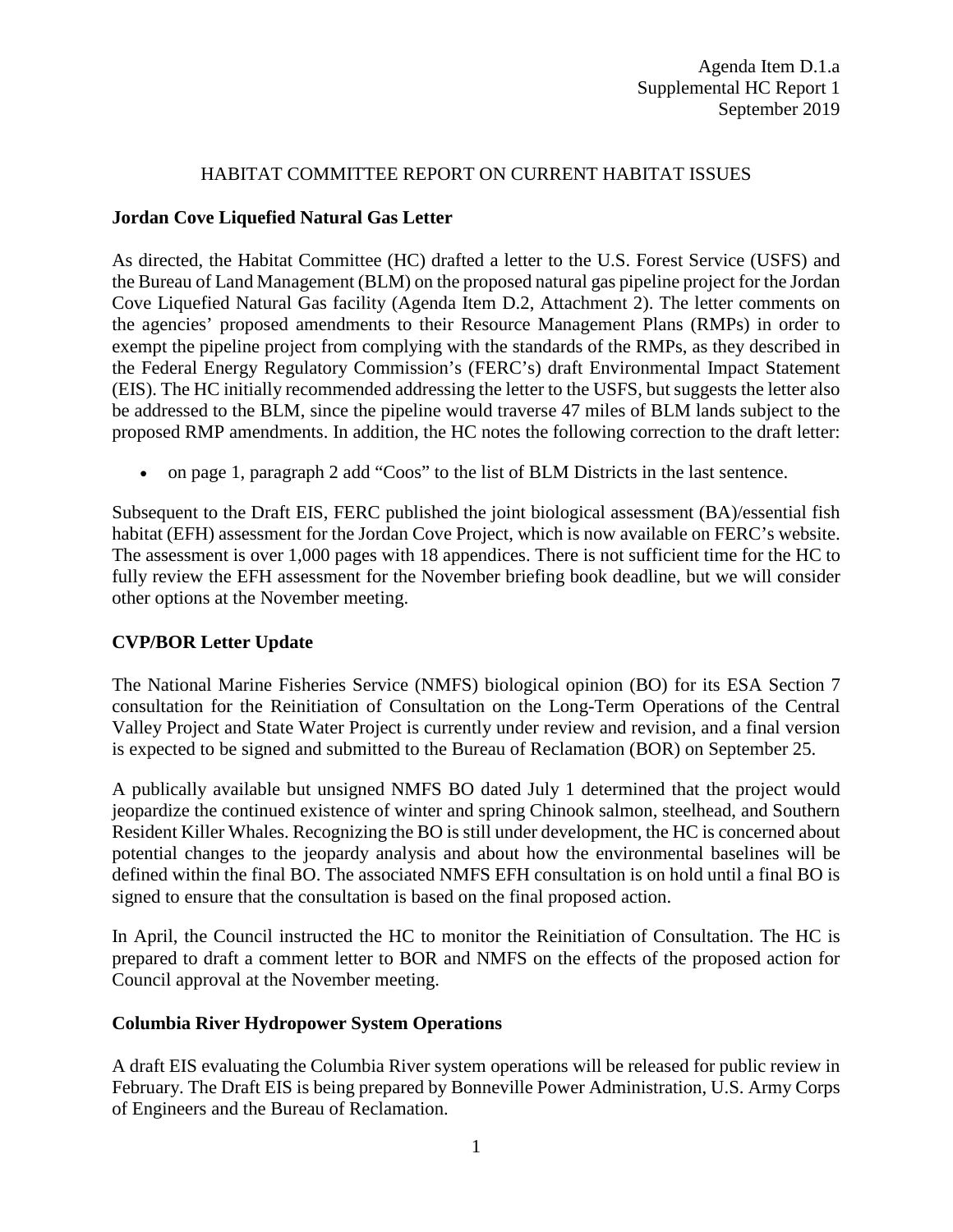Agenda Item D.1.a
Supplemental HC Report 1
September 2019

# HABITAT COMMITTEE REPORT ON CURRENT HABITAT ISSUES

## Jordan Cove Liquefied Natural Gas Letter

As directed, the Habitat Committee (HC) drafted a letter to the U.S. Forest Service (USFS) and the Bureau of Land Management (BLM) on the proposed natural gas pipeline project for the Jordan Cove Liquefied Natural Gas facility (Agenda Item D.2, Attachment 2). The letter comments on the agencies' proposed amendments to their Resource Management Plans (RMPs) in order to exempt the pipeline project from complying with the standards of the RMPs, as they described in the Federal Energy Regulatory Commission's (FERC's) draft Environmental Impact Statement (EIS). The HC initially recommended addressing the letter to the USFS, but suggests the letter also be addressed to the BLM, since the pipeline would traverse 47 miles of BLM lands subject to the proposed RMP amendments. In addition, the HC notes the following correction to the draft letter:

- on page 1, paragraph 2 add "Coos" to the list of BLM Districts in the last sentence.

Subsequent to the Draft EIS, FERC published the joint biological assessment (BA)/essential fish habitat (EFH) assessment for the Jordan Cove Project, which is now available on FERC's website. The assessment is over 1,000 pages with 18 appendices. There is not sufficient time for the HC to fully review the EFH assessment for the November briefing book deadline, but we will consider other options at the November meeting.

## CVP/BOR Letter Update

The National Marine Fisheries Service (NMFS) biological opinion (BO) for its ESA Section 7 consultation for the Reinitiation of Consultation on the Long-Term Operations of the Central Valley Project and State Water Project is currently under review and revision, and a final version is expected to be signed and submitted to the Bureau of Reclamation (BOR) on September 25.

A publically available but unsigned NMFS BO dated July 1 determined that the project would jeopardize the continued existence of winter and spring Chinook salmon, steelhead, and Southern Resident Killer Whales. Recognizing the BO is still under development, the HC is concerned about potential changes to the jeopardy analysis and about how the environmental baselines will be defined within the final BO. The associated NMFS EFH consultation is on hold until a final BO is signed to ensure that the consultation is based on the final proposed action.

In April, the Council instructed the HC to monitor the Reinitiation of Consultation. The HC is prepared to draft a comment letter to BOR and NMFS on the effects of the proposed action for Council approval at the November meeting.

## Columbia River Hydropower System Operations

A draft EIS evaluating the Columbia River system operations will be released for public review in February. The Draft EIS is being prepared by Bonneville Power Administration, U.S. Army Corps of Engineers and the Bureau of Reclamation.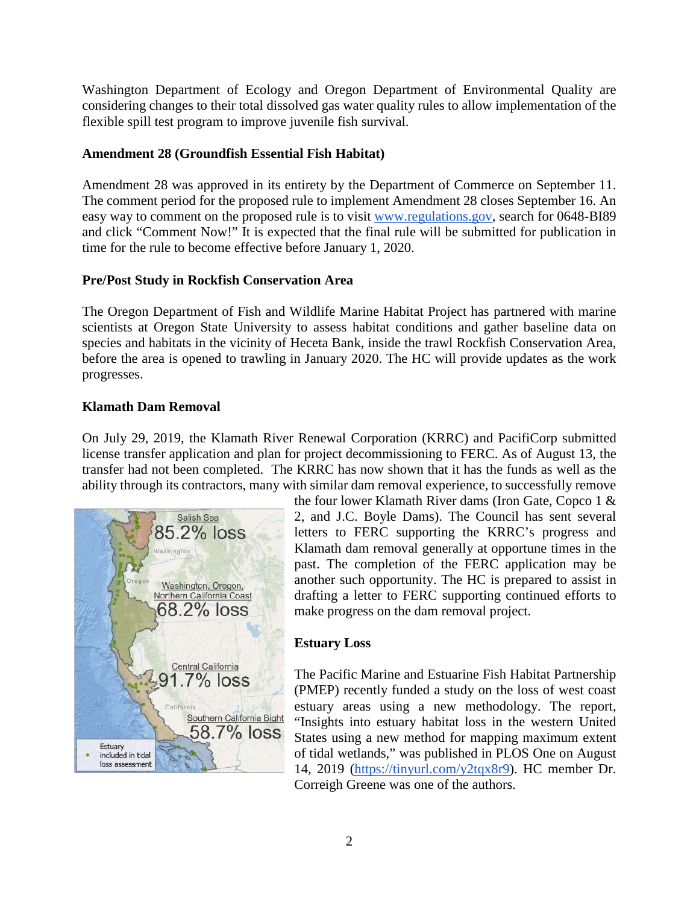Washington Department of Ecology and Oregon Department of Environmental Quality are considering changes to their total dissolved gas water quality rules to allow implementation of the flexible spill test program to improve juvenile fish survival.

**Amendment 28 (Groundfish Essential Fish Habitat)**

Amendment 28 was approved in its entirety by the Department of Commerce on September 11. The comment period for the proposed rule to implement Amendment 28 closes September 16. An easy way to comment on the proposed rule is to visit www.regulations.gov, search for 0648-BI89 and click "Comment Now!" It is expected that the final rule will be submitted for publication in time for the rule to become effective before January 1, 2020.

**Pre/Post Study in Rockfish Conservation Area**

The Oregon Department of Fish and Wildlife Marine Habitat Project has partnered with marine scientists at Oregon State University to assess habitat conditions and gather baseline data on species and habitats in the vicinity of Heceta Bank, inside the trawl Rockfish Conservation Area, before the area is opened to trawling in January 2020. The HC will provide updates as the work progresses.

**Klamath Dam Removal**

On July 29, 2019, the Klamath River Renewal Corporation (KRRC) and PacifiCorp submitted license transfer application and plan for project decommissioning to FERC. As of August 13, the transfer had not been completed. The KRRC has now shown that it has the funds as well as the ability through its contractors, many with similar dam removal experience, to successfully remove the four lower Klamath River dams (Iron Gate, Copco 1 & 2, and J.C. Boyle Dams). The Council has sent several letters to FERC supporting the KRRC's progress and Klamath dam removal generally at opportune times in the past. The completion of the FERC application may be another such opportunity. The HC is prepared to assist in drafting a letter to FERC supporting continued efforts to make progress on the dam removal project.

**Estuary Loss**

The Pacific Marine and Estuarine Fish Habitat Partnership (PMEP) recently funded a study on the loss of west coast estuary areas using a new methodology. The report, "Insights into estuary habitat loss in the western United States using a new method for mapping maximum extent of tidal wetlands," was published in PLOS One on August 14, 2019 (https://tinyurl.com/y2tqx8r9). HC member Dr. Correigh Greene was one of the authors.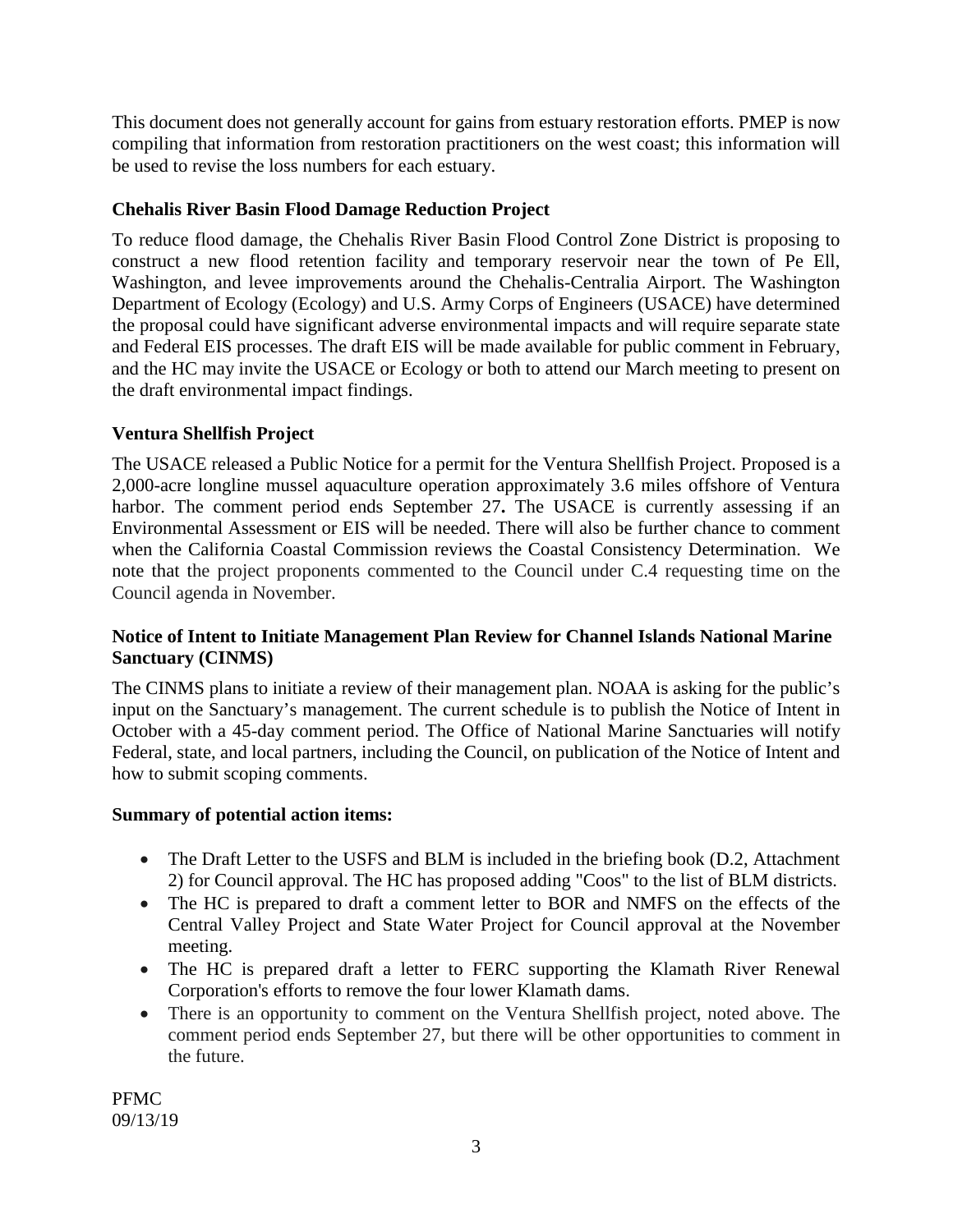This document does not generally account for gains from estuary restoration efforts. PMEP is now compiling that information from restoration practitioners on the west coast; this information will be used to revise the loss numbers for each estuary.

### Chehalis River Basin Flood Damage Reduction Project

To reduce flood damage, the Chehalis River Basin Flood Control Zone District is proposing to construct a new flood retention facility and temporary reservoir near the town of Pe Ell, Washington, and levee improvements around the Chehalis-Centralia Airport. The Washington Department of Ecology (Ecology) and U.S. Army Corps of Engineers (USACE) have determined the proposal could have significant adverse environmental impacts and will require separate state and Federal EIS processes. The draft EIS will be made available for public comment in February, and the HC may invite the USACE or Ecology or both to attend our March meeting to present on the draft environmental impact findings.

### Ventura Shellfish Project

The USACE released a Public Notice for a permit for the Ventura Shellfish Project. Proposed is a 2,000-acre longline mussel aquaculture operation approximately 3.6 miles offshore of Ventura harbor. The comment period ends September 27**.** The USACE is currently assessing if an Environmental Assessment or EIS will be needed. There will also be further chance to comment when the California Coastal Commission reviews the Coastal Consistency Determination. We note that the project proponents commented to the Council under C.4 requesting time on the Council agenda in November.

### Notice of Intent to Initiate Management Plan Review for Channel Islands National Marine Sanctuary (CINMS)

The CINMS plans to initiate a review of their management plan. NOAA is asking for the public's input on the Sanctuary's management. The current schedule is to publish the Notice of Intent in October with a 45-day comment period. The Office of National Marine Sanctuaries will notify Federal, state, and local partners, including the Council, on publication of the Notice of Intent and how to submit scoping comments.

### Summary of potential action items:

- The Draft Letter to the USFS and BLM is included in the briefing book (D.2, Attachment 2) for Council approval. The HC has proposed adding "Coos" to the list of BLM districts.
- The HC is prepared to draft a comment letter to BOR and NMFS on the effects of the Central Valley Project and State Water Project for Council approval at the November meeting.
- The HC is prepared draft a letter to FERC supporting the Klamath River Renewal Corporation's efforts to remove the four lower Klamath dams.
- There is an opportunity to comment on the Ventura Shellfish project, noted above. The comment period ends September 27, but there will be other opportunities to comment in the future.

PFMC
09/13/19